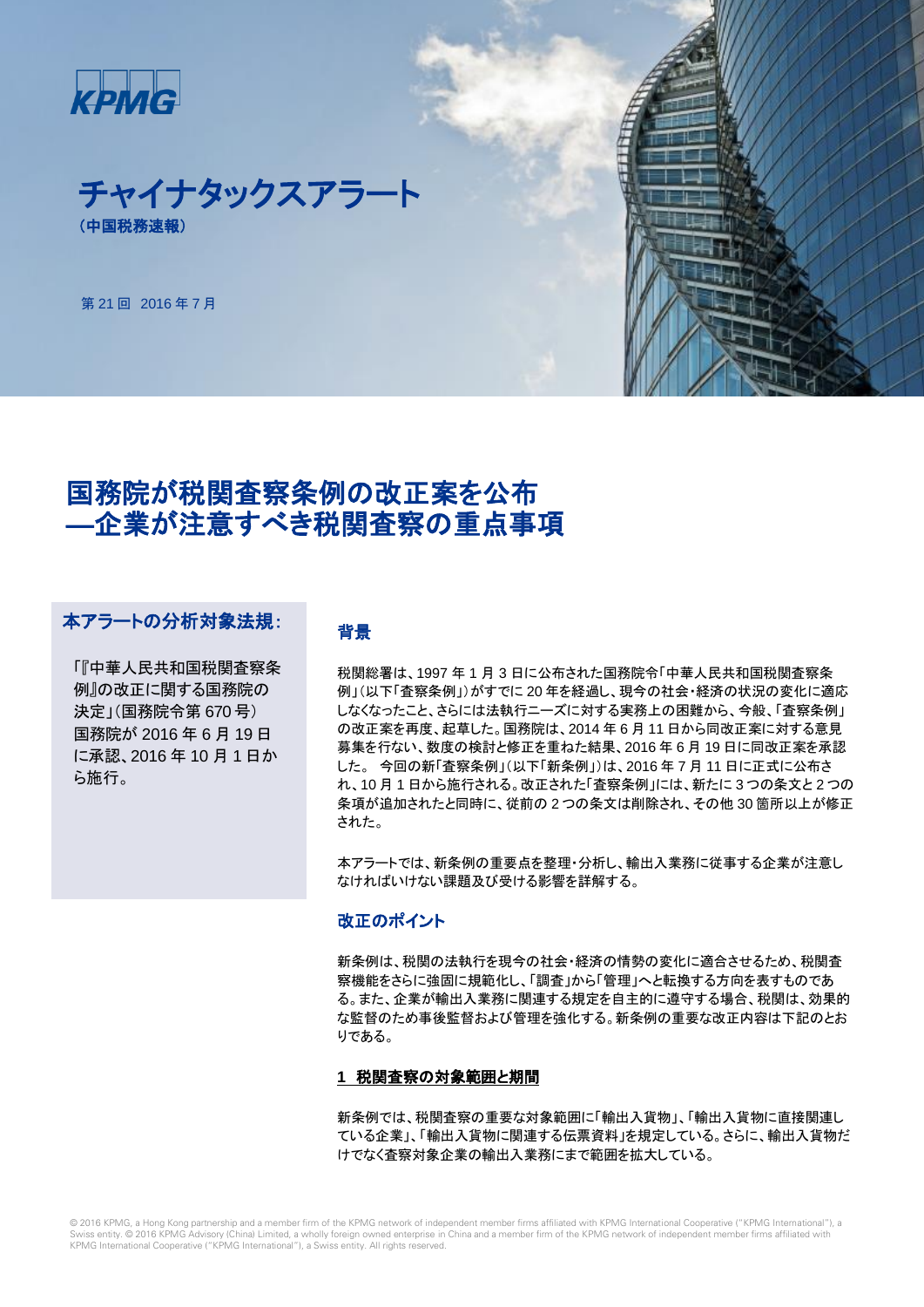KPMG

# チャイナタックスアラート

**（中国税務速報）**

第 21 回 2016 年 7 月

# 国務院が税関査察条例の改正案を公布
# —企業が注意すべき税関査察の重点事項

## 本アラートの分析対象法規：

「『中華人民共和国税関査察条例』の改正に関する国務院の決定」（国務院令第 670 号）国務院が 2016 年 6 月 19 日に承認、2016 年 10 月 1 日から施行。

## 背景

税関総署は、1997 年 1 月 3 日に公布された国務院令「中華人民共和国税関査察条例」（以下「査察条例」）がすでに 20 年を経過し、現今の社会・経済の状況の変化に適応しなくなったこと、さらには法執行ニーズに対する実務上の困難から、今般、「査察条例」の改正案を再度、起草した。国務院は、2014 年 6 月 11 日から同改正案に対する意見募集を行ない、数度の検討と修正を重ねた結果、2016 年 6 月 19 日に同改正案を承認した。 今回の新「査察条例」（以下「新条例」）は、2016 年 7 月 11 日に正式に公布され、10 月 1 日から施行される。改正された「査察条例」には、新たに 3 つの条文と 2 つの条項が追加されたと同時に、従前の 2 つの条文は削除され、その他 30 箇所以上が修正された。

本アラートでは、新条例の重要点を整理・分析し、輸出入業務に従事する企業が注意しなければいけない課題及び受ける影響を詳解する。

## 改正のポイント

新条例は、税関の法執行を現今の社会・経済の情勢の変化に適合させるため、税関査察機能をさらに強固に規範化し、「調査」から「管理」へと転換する方向を表すものである。また、企業が輸出入業務に関連する規定を自主的に遵守する場合、税関は、効果的な監督のため事後監督および管理を強化する。新条例の重要な改正内容は下記のとおりである。

### 1 税関査察の対象範囲と期間

新条例では、税関査察の重要な対象範囲に「輸出入貨物」、「輸出入貨物に直接関連している企業」、「輸出入貨物に関連する伝票資料」を規定している。さらに、輸出入貨物だけでなく査察対象企業の輸出入業務にまで範囲を拡大している。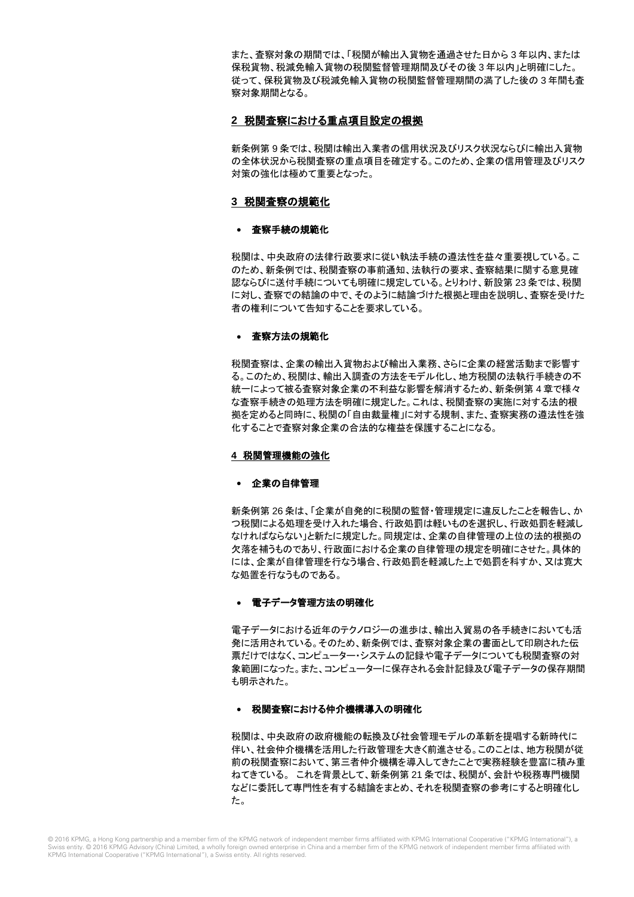また、査察対象の期間では、「税関が輸出入貨物を通過させた日から 3 年以内、または保税貨物、税減免輸入貨物の税関監督管理期間及びその後 3 年以内」と明確にした。従って、保税貨物及び税減免輸入貨物の税関監督管理期間の満了した後の 3 年間も査察対象期間となる。

## 2 税関査察における重点項目設定の根拠

新条例第 9 条では、税関は輸出入業者の信用状況及びリスク状況ならびに輸出入貨物の全体状況から税関査察の重点項目を確定する。このため、企業の信用管理及びリスク対策の強化は極めて重要となった。

## 3 税関査察の規範化

- **査察手続の規範化**

税関は、中央政府の法律行政要求に従い執法手続の適法性を益々重要視している。このため、新条例では、税関査察の事前通知、法執行の要求、査察結果に関する意見確認ならびに送付手続についても明確に規定している。とりわけ、新設第 23 条では、税関に対し、査察での結論の中で、そのように結論づけた根拠と理由を説明し、査察を受けた者の権利について告知することを要求している。

- **査察方法の規範化**

税関査察は、企業の輸出入貨物および輸出入業務、さらに企業の経営活動まで影響する。このため、税関は、輸出入調査の方法をモデル化し、地方税関の法執行手続きの不統一によって被る査察対象企業の不利益な影響を解消するため、新条例第 4 章で様々な査察手続きの処理方法を明確に規定した。これは、税関査察の実施に対する法的根拠を定めると同時に、税関の「自由裁量権」に対する規制、また、査察実務の適法性を強化することで査察対象企業の合法的な権益を保護することになる。

## 4 税関管理機能の強化

- **企業の自律管理**

新条例第 26 条は、「企業が自発的に税関の監督・管理規定に違反したことを報告し、かつ税関による処理を受け入れた場合、行政処罰は軽いものを選択し、行政処罰を軽減しなければならない」と新たに規定した。同規定は、企業の自律管理の上位の法的根拠の欠落を補うものであり、行政面における企業の自律管理の規定を明確にさせた。具体的には、企業が自律管理を行なう場合、行政処罰を軽減した上で処罰を科すか、又は寛大な処置を行なうものである。

- **電子データ管理方法の明確化**

電子データにおける近年のテクノロジーの進歩は、輸出入貿易の各手続きにおいても活発に活用されている。そのため、新条例では、査察対象企業の書面として印刷された伝票だけではなく、コンピューター・システムの記録や電子データについても税関査察の対象範囲になった。また、コンピューターに保存される会計記録及び電子データの保存期間も明示された。

- **税関査察における仲介機構導入の明確化**

税関は、中央政府の政府機能の転換及び社会管理モデルの革新を提唱する新時代に伴い、社会仲介機構を活用した行政管理を大きく前進させる。このことは、地方税関が従前の税関査察において、第三者仲介機構を導入してきたことで実務経験を豊富に積み重ねてきている。 これを背景として、新条例第 21 条では、税関が、会計や税務専門機関などに委託して専門性を有する結論をまとめ、それを税関査察の参考にすると明確化した。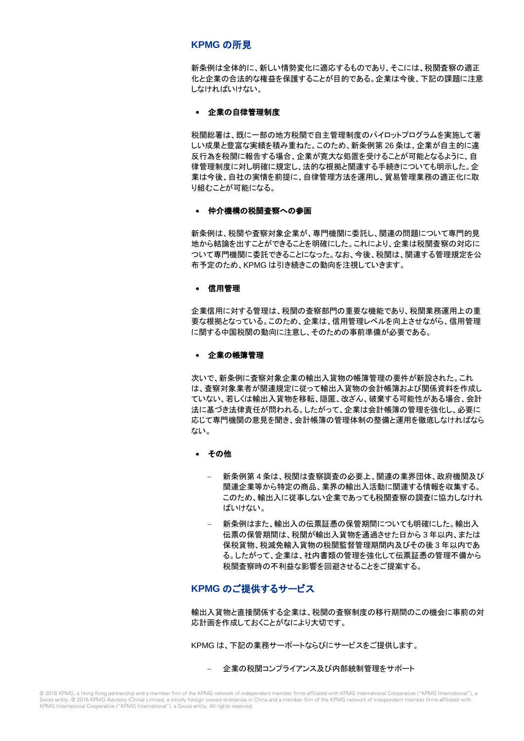## KPMG の所見

新条例は全体的に、新しい情勢変化に適応するものであり、そこには、税関査察の適正化と企業の合法的な権益を保護することが目的である。企業は今後、下記の課題に注意しなければいけない。

- **企業の自律管理制度**

税関総署は、既に一部の地方税関で自主管理制度のパイロットプログラムを実施して著しい成果と豊富な実績を積み重ねた。このため、新条例第 26 条は、企業が自主的に違反行為を税関に報告する場合、企業が寛大な処置を受けることが可能となるように、自律管理制度に対し明確に規定し、法的な根拠と関連する手続きについても明示した。企業は今後、自社の実情を前提に、自律管理方法を運用し、貿易管理業務の適正化に取り組むことが可能になる。

- **仲介機構の税関査察への参画**

新条例は、税関や査察対象企業が、専門機関に委託し、関連の問題について専門的見地から結論を出すことができることを明確にした。これにより、企業は税関査察の対応について専門機関に委託できることになった。なお、今後、税関は、関連する管理規定を公布予定のため、KPMG は引き続きこの動向を注視していきます。

- **信用管理**

企業信用に対する管理は、税関の査察部門の重要な機能であり、税関業務運用上の重要な根拠となっている。このため、企業は、信用管理レベルを向上させながら、信用管理に関する中国税関の動向に注意し、そのための事前準備が必要である。

- **企業の帳簿管理**

次いで、新条例に査察対象企業の輸出入貨物の帳簿管理の要件が新設された。これは、査察対象業者が関連規定に従って輸出入貨物の会計帳簿および関係資料を作成していない、若しくは輸出入貨物を移転、隠匿、改ざん、破棄する可能性がある場合、会計法に基づき法律責任が問われる。したがって、企業は会計帳簿の管理を強化し、必要に応じて専門機関の意見を聞き、会計帳簿の管理体制の整備と運用を徹底しなければならない。

- **その他**
  - 新条例第 4 条は、税関は査察調査の必要上、関連の業界団体、政府機関及び関連企業等から特定の商品、業界の輸出入活動に関連する情報を収集する。このため、輸出入に従事しない企業であっても税関査察の調査に協力しなければいけない。
  - 新条例はまた、輸出入の伝票証憑の保管期間についても明確にした。輸出入伝票の保管期間は、税関が輸出入貨物を通過させた日から 3 年以内、または保税貨物、税減免輸入貨物の税関監督管理期間内及びその後 3 年以内である。したがって、企業は、社内書類の管理を強化して伝票証憑の管理不備から税関査察時の不利益な影響を回避させることをご提案する。

## KPMG のご提供するサービス

輸出入貨物と直接関係する企業は、税関の査察制度の移行期間のこの機会に事前の対応計画を作成しておくことがなにより大切です。

KPMG は、下記の業務サーポートならびにサービスをご提供します。

- 企業の税関コンプライアンス及び内部統制管理をサポート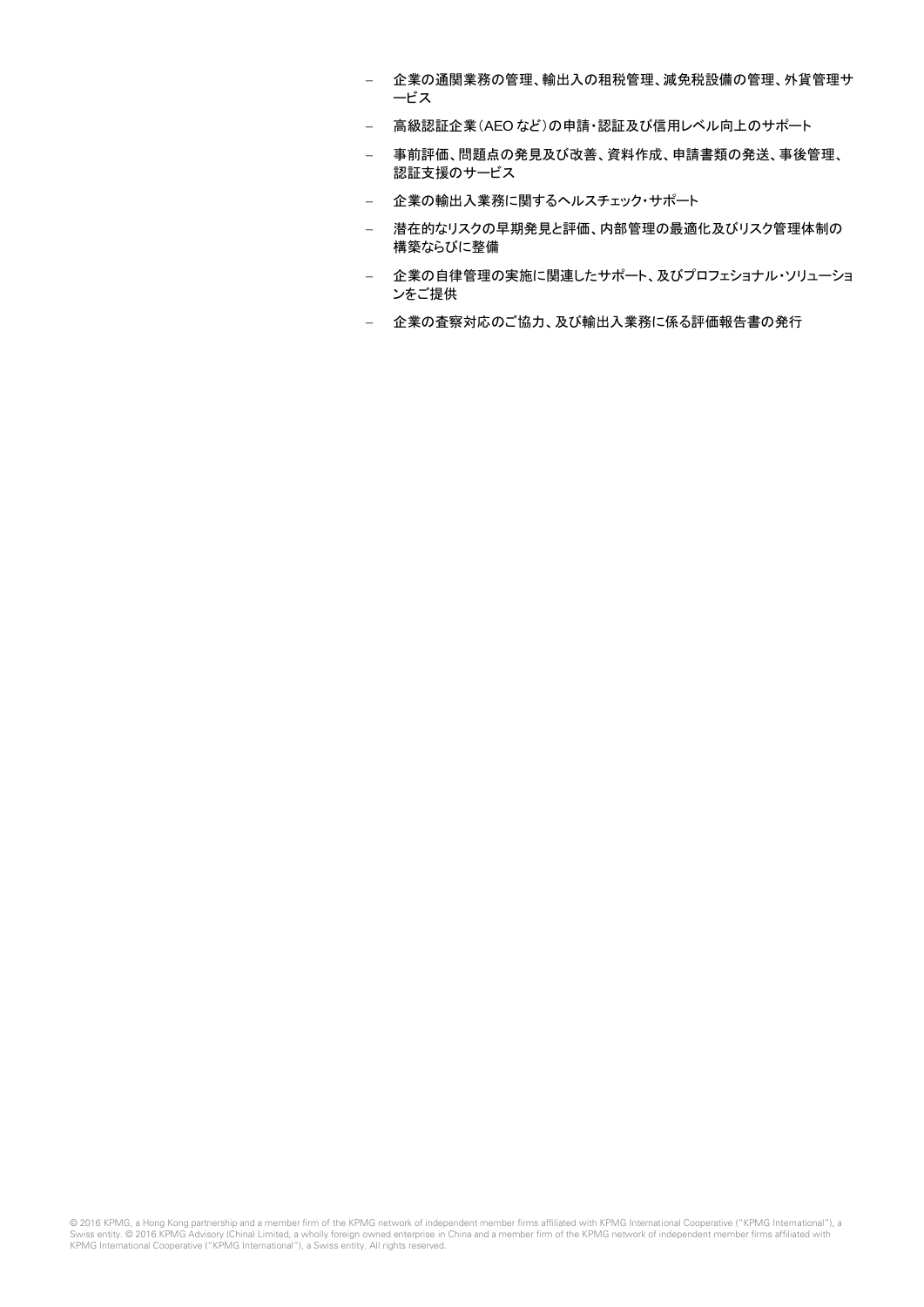- 企業の通関業務の管理、輸出入の租税管理、減免税設備の管理、外貨管理サービス
- 高級認証企業（AEO など）の申請・認証及び信用レベル向上のサポート
- 事前評価、問題点の発見及び改善、資料作成、申請書類の発送、事後管理、認証支援のサービス
- 企業の輸出入業務に関するヘルスチェック・サポート
- 潜在的なリスクの早期発見と評価、内部管理の最適化及びリスク管理体制の構築ならびに整備
- 企業の自律管理の実施に関連したサポート、及びプロフェショナル・ソリューションをご提供
- 企業の査察対応のご協力、及び輸出入業務に係る評価報告書の発行

© 2016 KPMG, a Hong Kong partnership and a member firm of the KPMG network of independent member firms affiliated with KPMG International Cooperative ("KPMG International"), a Swiss entity. © 2016 KPMG Advisory (China) Limited, a wholly foreign owned enterprise in China and a member firm of the KPMG network of independent member firms affiliated with KPMG International Cooperative ("KPMG International"), a Swiss entity. All rights reserved.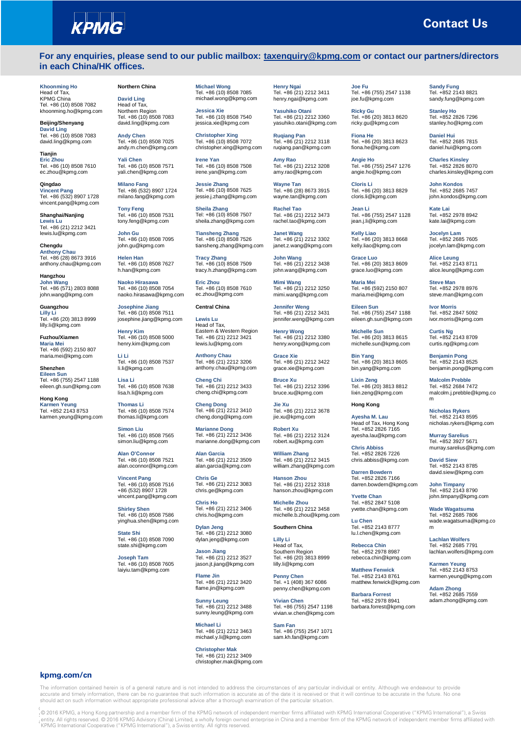# Contact Us

**For any enquiries, please send to our public mailbox: taxenquiry@kpmg.com or contact our partners/directors in each China/HK offices.**

**Khoonming Ho**
Head of Tax,
KPMG China
Tel. +86 (10) 8508 7082
khoonming.ho@kpmg.com

**Beijing/Shenyang**
**David Ling**
Tel. +86 (10) 8508 7083
david.ling@kpmg.com

**Tianjin**
**Eric Zhou**
Tel. +86 (10) 8508 7610
ec.zhou@kpmg.com

**Qingdao**
**Vincent Pang**
Tel. +86 (532) 8907 1728
vincent.pang@kpmg.com

**Shanghai/Nanjing**
**Lewis Lu**
Tel. +86 (21) 2212 3421
lewis.lu@kpmg.com

**Chengdu**
**Anthony Chau**
Tel. +86 (28) 8673 3916
anthony.chau@kpmg.com

**Hangzhou**
**John Wang**
Tel. +86 (571) 2803 8088
john.wang@kpmg.com

**Guangzhou**
**Lilly Li**
Tel. +86 (20) 3813 8999
lilly.li@kpmg.com

**Fuzhou/Xiamen**
**Maria Mei**
Tel. +86 (592) 2150 807
maria.mei@kpmg.com

**Shenzhen**
**Eileen Sun**
Tel. +86 (755) 2547 1188
eileen.gh.sun@kpmg.com

**Hong Kong**
**Karmen Yeung**
Tel. +852 2143 8753
karmen.yeung@kpmg.com

## Northern China

**David Ling**
Head of Tax,
Northern Region
Tel. +86 (10) 8508 7083
david.ling@kpmg.com

**Andy Chen**
Tel. +86 (10) 8508 7025
andy.m.chen@kpmg.com

**Yali Chen**
Tel. +86 (10) 8508 7571
yali.chen@kpmg.com

**Milano Fang**
Tel. +86 (532) 8907 1724
milano.fang@kpmg.com

**Tony Feng**
Tel. +86 (10) 8508 7531
tony.feng@kpmg.com

**John Gu**
Tel. +86 (10) 8508 7095
john.gu@kpmg.com

**Helen Han**
Tel. +86 (10) 8508 7627
h.han@kpmg.com

**Naoko Hirasawa**
Tel. +86 (10) 8508 7054
naoko.hirasawa@kpmg.com

**Josephine Jiang**
Tel. +86 (10) 8508 7511
josephine.jiang@kpmg.com

**Henry Kim**
Tel. +86 (10) 8508 5000
henry.kim@kpmg.com

**Li Li**
Tel. +86 (10) 8508 7537
li.li@kpmg.com

**Lisa Li**
Tel. +86 (10) 8508 7638
lisa.h.li@kpmg.com

**Thomas Li**
Tel. +86 (10) 8508 7574
thomas.li@kpmg.com

**Simon Liu**
Tel. +86 (10) 8508 7565
simon.liu@kpmg.com

**Alan O'Connor**
Tel. +86 (10) 8508 7521
alan.oconnor@kpmg.com

**Vincent Pang**
Tel. +86 (10) 8508 7516
+86 (532) 8907 1728
vincent.pang@kpmg.com

**Shirley Shen**
Tel. +86 (10) 8508 7586
yinghua.shen@kpmg.com

**State Shi**
Tel. +86 (10) 8508 7090
state.shi@kpmg.com

**Joseph Tam**
Tel. +86 (10) 8508 7605
laiyiu.tam@kpmg.com

**Michael Wong**
Tel. +86 (10) 8508 7085
michael.wong@kpmg.com

**Jessica Xie**
Tel. +86 (10) 8508 7540
jessica.xie@kpmg.com

**Christopher Xing**
Tel. +86 (10) 8508 7072
christopher.xing@kpmg.com

**Irene Yan**
Tel. +86 (10) 8508 7508
irene.yan@kpmg.com

**Jessie Zhang**
Tel. +86 (10) 8508 7625
jessie.j.zhang@kpmg.com

**Sheila Zhang**
Tel. +86 (10) 8508 7507
sheila.zhang@kpmg.com

**Tiansheng Zhang**
Tel. +86 (10) 8508 7526
tiansheng.zhang@kpmg.com

**Tracy Zhang**
Tel. +86 (10) 8508 7509
tracy.h.zhang@kpmg.com

**Eric Zhou**
Tel. +86 (10) 8508 7610
ec.zhou@kpmg.com

## Central China

**Lewis Lu**
Head of Tax,
Eastern & Western Region
Tel. +86 (21) 2212 3421
lewis.lu@kpmg.com

**Anthony Chau**
Tel. +86 (21) 2212 3206
anthony.chau@kpmg.com

**Cheng Chi**
Tel. +86 (21) 2212 3433
cheng.chi@kpmg.com

**Cheng Dong**
Tel. +86 (21) 2212 3410
cheng.dong@kpmg.com

**Marianne Dong**
Tel. +86 (21) 2212 3436
marianne.dong@kpmg.com

**Alan Garcia**
Tel. +86 (21) 2212 3509
alan.garcia@kpmg.com

**Chris Ge**
Tel. +86 (21) 2212 3083
chris.ge@kpmg.com

**Chris Ho**
Tel. +86 (21) 2212 3406
chris.ho@kpmg.com

**Dylan Jeng**
Tel. +86 (21) 2212 3080
dylan.jeng@kpmg.com

**Jason Jiang**
Tel. +86 (21) 2212 3527
jason.jt.jiang@kpmg.com

**Flame Jin**
Tel. +86 (21) 2212 3420
flame.jin@kpmg.com

**Sunny Leung**
Tel. +86 (21) 2212 3488
sunny.leung@kpmg.com

**Michael Li**
Tel. +86 (21) 2212 3463
michael.y.li@kpmg.com

**Christopher Mak**
Tel. +86 (21) 2212 3409
christopher.mak@kpmg.com

**Henry Ngai**
Tel. +86 (21) 2212 3411
henry.ngai@kpmg.com

**Yasuhiko Otani**
Tel. +86 (21) 2212 3360
yasuhiko.otani@kpmg.com

**Ruqiang Pan**
Tel. +86 (21) 2212 3118
ruqiang.pan@kpmg.com

**Amy Rao**
Tel. +86 (21) 2212 3208
amy.rao@kpmg.com

**Wayne Tan**
Tel. +86 (28) 8673 3915
wayne.tan@kpmg.com

**Rachel Tao**
Tel. +86 (21) 2212 3473
rachel.tao@kpmg.com

**Janet Wang**
Tel. +86 (21) 2212 3302
janet.z.wang@kpmg.com

**John Wang**
Tel. +86 (21) 2212 3438
john.wang@kpmg.com

**Mimi Wang**
Tel. +86 (21) 2212 3250
mimi.wang@kpmg.com

**Jennifer Weng**
Tel. +86 (21) 2212 3431
jennifer.weng@kpmg.com

**Henry Wong**
Tel. +86 (21) 2212 3380
henry.wong@kpmg.com

**Grace Xie**
Tel. +86 (21) 2212 3422
grace.xie@kpmg.com

**Bruce Xu**
Tel. +86 (21) 2212 3396
bruce.xu@kpmg.com

**Jie Xu**
Tel. +86 (21) 2212 3678
jie.xu@kpmg.com

**Robert Xu**
Tel. +86 (21) 2212 3124
robert.xu@kpmg.com

**William Zhang**
Tel. +86 (21) 2212 3415
william.zhang@kpmg.com

**Hanson Zhou**
Tel. +86 (21) 2212 3318
hanson.zhou@kpmg.com

**Michelle Zhou**
Tel. +86 (21) 2212 3458
michelle.b.zhou@kpmg.com

## Southern China

**Lilly Li**
Head of Tax,
Southern Region
Tel. +86 (20) 3813 8999
lilly.li@kpmg.com

**Penny Chen**
Tel. +1 (408) 367 6086
penny.chen@kpmg.com

**Vivian Chen**
Tel. +86 (755) 2547 1198
vivian.w.chen@kpmg.com

**Sam Fan**
Tel. +86 (755) 2547 1071
sam.kh.fan@kpmg.com

**Joe Fu**
Tel. +86 (755) 2547 1138
joe.fu@kpmg.com

**Ricky Gu**
Tel. +86 (20) 3813 8620
ricky.gu@kpmg.com

**Fiona He**
Tel. +86 (20) 3813 8623
fiona.he@kpmg.com

**Angie Ho**
Tel. +86 (755) 2547 1276
angie.ho@kpmg.com

**Cloris Li**
Tel. +86 (20) 3813 8829
cloris.li@kpmg.com

**Jean Li**
Tel. +86 (755) 2547 1128
jean.j.li@kpmg.com

**Kelly Liao**
Tel. +86 (20) 3813 8668
kelly.liao@kpmg.com

**Grace Luo**
Tel. +86 (20) 3813 8609
grace.luo@kpmg.com

**Maria Mei**
Tel. +86 (592) 2150 807
maria.mei@kpmg.com

**Eileen Sun**
Tel. +86 (755) 2547 1188
eileen.gh.sun@kpmg.com

**Michelle Sun**
Tel. +86 (20) 3813 8615
michelle.sun@kpmg.com

**Bin Yang**
Tel. +86 (20) 3813 8605
bin.yang@kpmg.com

**Lixin Zeng**
Tel. +86 (20) 3813 8812
lixin.zeng@kpmg.com

## Hong Kong

**Ayesha M. Lau**
Head of Tax, Hong Kong
Tel. +852 2826 7165
ayesha.lau@kpmg.com

**Chris Abbiss**
Tel. +852 2826 7226
chris.abbiss@kpmg.com

**Darren Bowdern**
Tel. +852 2826 7166
darren.bowdern@kpmg.com

**Yvette Chan**
Tel. +852 2847 5108
yvette.chan@kpmg.com

**Lu Chen**
Tel. +852 2143 8777
lu.l.chen@kpmg.com

**Rebecca Chin**
Tel. +852 2978 8987
rebecca.chin@kpmg.com

**Matthew Fenwick**
Tel. +852 2143 8761
matthew.fenwick@kpmg.com

**Barbara Forrest**
Tel. +852 2978 8941
barbara.forrest@kpmg.com

**Sandy Fung**
Tel. +852 2143 8821
sandy.fung@kpmg.com

**Stanley Ho**
Tel. +852 2826 7296
stanley.ho@kpmg.com

**Daniel Hui**
Tel. +852 2685 7815
daniel.hui@kpmg.com

**Charles Kinsley**
Tel. +852 2826 8070
charles.kinsley@kpmg.com

**John Kondos**
Tel. +852 2685 7457
john.kondos@kpmg.com

**Kate Lai**
Tel. +852 2978 8942
kate.lai@kpmg.com

**Jocelyn Lam**
Tel. +852 2685 7605
jocelyn.lam@kpmg.com

**Alice Leung**
Tel. +852 2143 8711
alice.leung@kpmg.com

**Steve Man**
Tel. +852 2978 8976
steve.man@kpmg.com

**Ivor Morris**
Tel. +852 2847 5092
ivor.morris@kpmg.com

**Curtis Ng**
Tel. +852 2143 8709
curtis.ng@kpmg.com

**Benjamin Pong**
Tel. +852 2143 8525
benjamin.pong@kpmg.com

**Malcolm Prebble**
Tel. +852 2684 7472
malcolm.j.prebble@kpmg.com

**Nicholas Rykers**
Tel. +852 2143 8595
nicholas.rykers@kpmg.com

**Murray Sarelius**
Tel. +852 3927 5671
murray.sarelius@kpmg.com

**David Siew**
Tel. +852 2143 8785
david.siew@kpmg.com

**John Timpany**
Tel. +852 2143 8790
john.timpany@kpmg.com

**Wade Wagatsuma**
Tel. +852 2685 7806
wade.wagatsuma@kpmg.com

**Lachlan Wolfers**
Tel. +852 2685 7791
lachlan.wolfers@kpmg.com

**Karmen Yeung**
Tel. +852 2143 8753
karmen.yeung@kpmg.com

**Adam Zhong**
Tel. +852 2685 7559
adam.zhong@kpmg.com

**kpmg.com/cn**

The information contained herein is of a general nature and is not intended to address the circumstances of any particular individual or entity. Although we endeavour to provide accurate and timely information, there can be no guarantee that such information is accurate as of the date it is received or that it will continue to be accurate in the future. No one should act on such information without appropriate professional advice after a thorough examination of the particular situation.

© 2016 KPMG, a Hong Kong partnership and a member firm of the KPMG network of independent member firms affiliated with KPMG International Cooperative ("KPMG International"), a Swiss entity. All rights reserved. © 2016 KPMG Advisory (China) Limited, a wholly foreign owned enterprise in China and a member firm of the KPMG network of independent member firms affiliated with KPMG International Cooperative ("KPMG International"), a Swiss entity. All rights reserved.